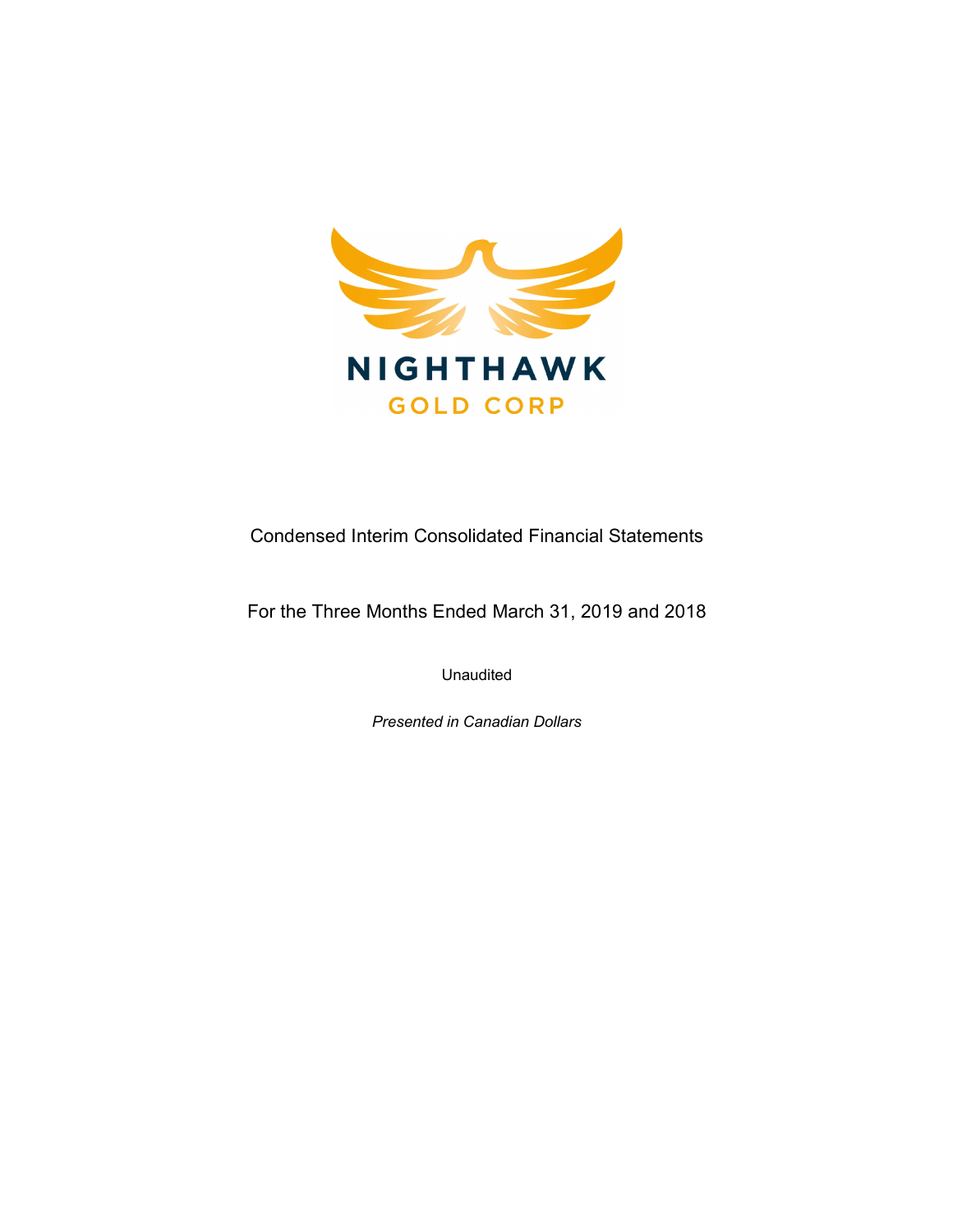NIGHTHAWK

GOLD CORP

# Condensed Interim Consolidated Financial Statements

## For the Three Months Ended March 31, 2019 and 2018

Unaudited

*Presented in Canadian Dollars*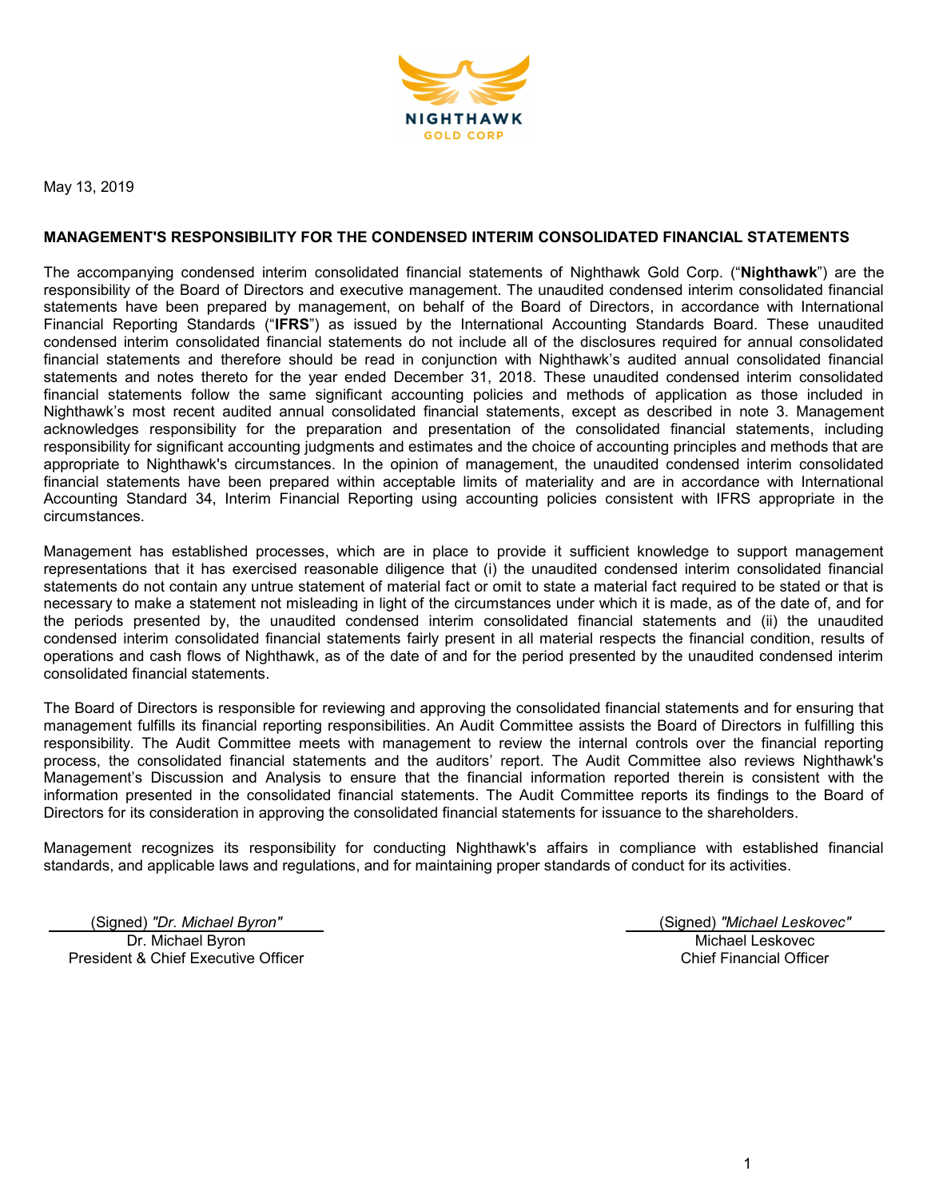NIGHTHAWK
GOLD CORP

May 13, 2019

**MANAGEMENT'S RESPONSIBILITY FOR THE CONDENSED INTERIM CONSOLIDATED FINANCIAL STATEMENTS**

The accompanying condensed interim consolidated financial statements of Nighthawk Gold Corp. ("**Nighthawk**") are the responsibility of the Board of Directors and executive management. The unaudited condensed interim consolidated financial statements have been prepared by management, on behalf of the Board of Directors, in accordance with International Financial Reporting Standards ("**IFRS**") as issued by the International Accounting Standards Board. These unaudited condensed interim consolidated financial statements do not include all of the disclosures required for annual consolidated financial statements and therefore should be read in conjunction with Nighthawk's audited annual consolidated financial statements and notes thereto for the year ended December 31, 2018. These unaudited condensed interim consolidated financial statements follow the same significant accounting policies and methods of application as those included in Nighthawk's most recent audited annual consolidated financial statements, except as described in note 3. Management acknowledges responsibility for the preparation and presentation of the consolidated financial statements, including responsibility for significant accounting judgments and estimates and the choice of accounting principles and methods that are appropriate to Nighthawk's circumstances. In the opinion of management, the unaudited condensed interim consolidated financial statements have been prepared within acceptable limits of materiality and are in accordance with International Accounting Standard 34, Interim Financial Reporting using accounting policies consistent with IFRS appropriate in the circumstances.

Management has established processes, which are in place to provide it sufficient knowledge to support management representations that it has exercised reasonable diligence that (i) the unaudited condensed interim consolidated financial statements do not contain any untrue statement of material fact or omit to state a material fact required to be stated or that is necessary to make a statement not misleading in light of the circumstances under which it is made, as of the date of, and for the periods presented by, the unaudited condensed interim consolidated financial statements and (ii) the unaudited condensed interim consolidated financial statements fairly present in all material respects the financial condition, results of operations and cash flows of Nighthawk, as of the date of and for the period presented by the unaudited condensed interim consolidated financial statements.

The Board of Directors is responsible for reviewing and approving the consolidated financial statements and for ensuring that management fulfills its financial reporting responsibilities. An Audit Committee assists the Board of Directors in fulfilling this responsibility. The Audit Committee meets with management to review the internal controls over the financial reporting process, the consolidated financial statements and the auditors' report. The Audit Committee also reviews Nighthawk's Management's Discussion and Analysis to ensure that the financial information reported therein is consistent with the information presented in the consolidated financial statements. The Audit Committee reports its findings to the Board of Directors for its consideration in approving the consolidated financial statements for issuance to the shareholders.

Management recognizes its responsibility for conducting Nighthawk's affairs in compliance with established financial standards, and applicable laws and regulations, and for maintaining proper standards of conduct for its activities.

(Signed) *"Dr. Michael Byron"*
Dr. Michael Byron
President & Chief Executive Officer

(Signed) *"Michael Leskovec"*
Michael Leskovec
Chief Financial Officer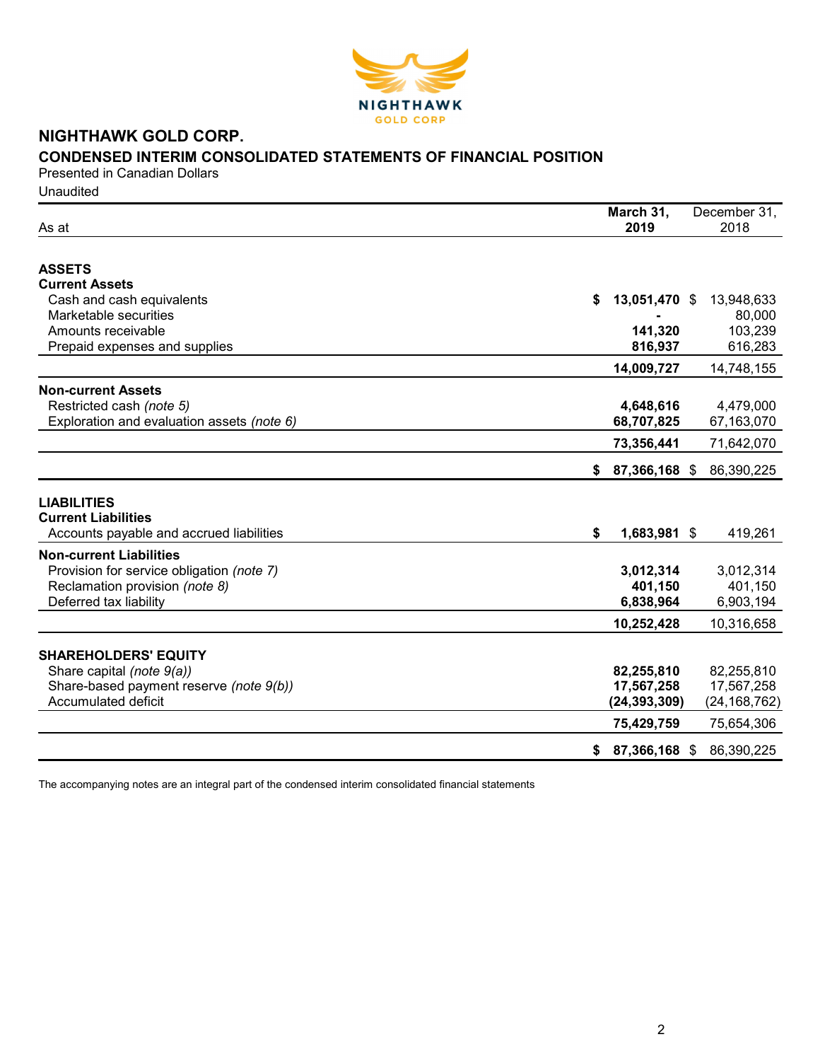# NIGHTHAWK GOLD CORP.

## CONDENSED INTERIM CONSOLIDATED STATEMENTS OF FINANCIAL POSITION

Presented in Canadian Dollars

Unaudited

| As at | March 31, 2019 | December 31, 2018 |
|---|---|---|
| **ASSETS** | | |
| **Current Assets** | | |
| Cash and cash equivalents | **$ 13,051,470** | $ 13,948,633 |
| Marketable securities | **-** | 80,000 |
| Amounts receivable | **141,320** | 103,239 |
| Prepaid expenses and supplies | **816,937** | 616,283 |
| | **14,009,727** | 14,748,155 |
| **Non-current Assets** | | |
| Restricted cash *(note 5)* | **4,648,616** | 4,479,000 |
| Exploration and evaluation assets *(note 6)* | **68,707,825** | 67,163,070 |
| | **73,356,441** | 71,642,070 |
| | **$ 87,366,168** | $ 86,390,225 |
| **LIABILITIES** | | |
| **Current Liabilities** | | |
| Accounts payable and accrued liabilities | **$ 1,683,981** | $ 419,261 |
| **Non-current Liabilities** | | |
| Provision for service obligation *(note 7)* | **3,012,314** | 3,012,314 |
| Reclamation provision *(note 8)* | **401,150** | 401,150 |
| Deferred tax liability | **6,838,964** | 6,903,194 |
| | **10,252,428** | 10,316,658 |
| **SHAREHOLDERS' EQUITY** | | |
| Share capital *(note 9(a))* | **82,255,810** | 82,255,810 |
| Share-based payment reserve *(note 9(b))* | **17,567,258** | 17,567,258 |
| Accumulated deficit | **(24,393,309)** | (24,168,762) |
| | **75,429,759** | 75,654,306 |
| | **$ 87,366,168** | $ 86,390,225 |

The accompanying notes are an integral part of the condensed interim consolidated financial statements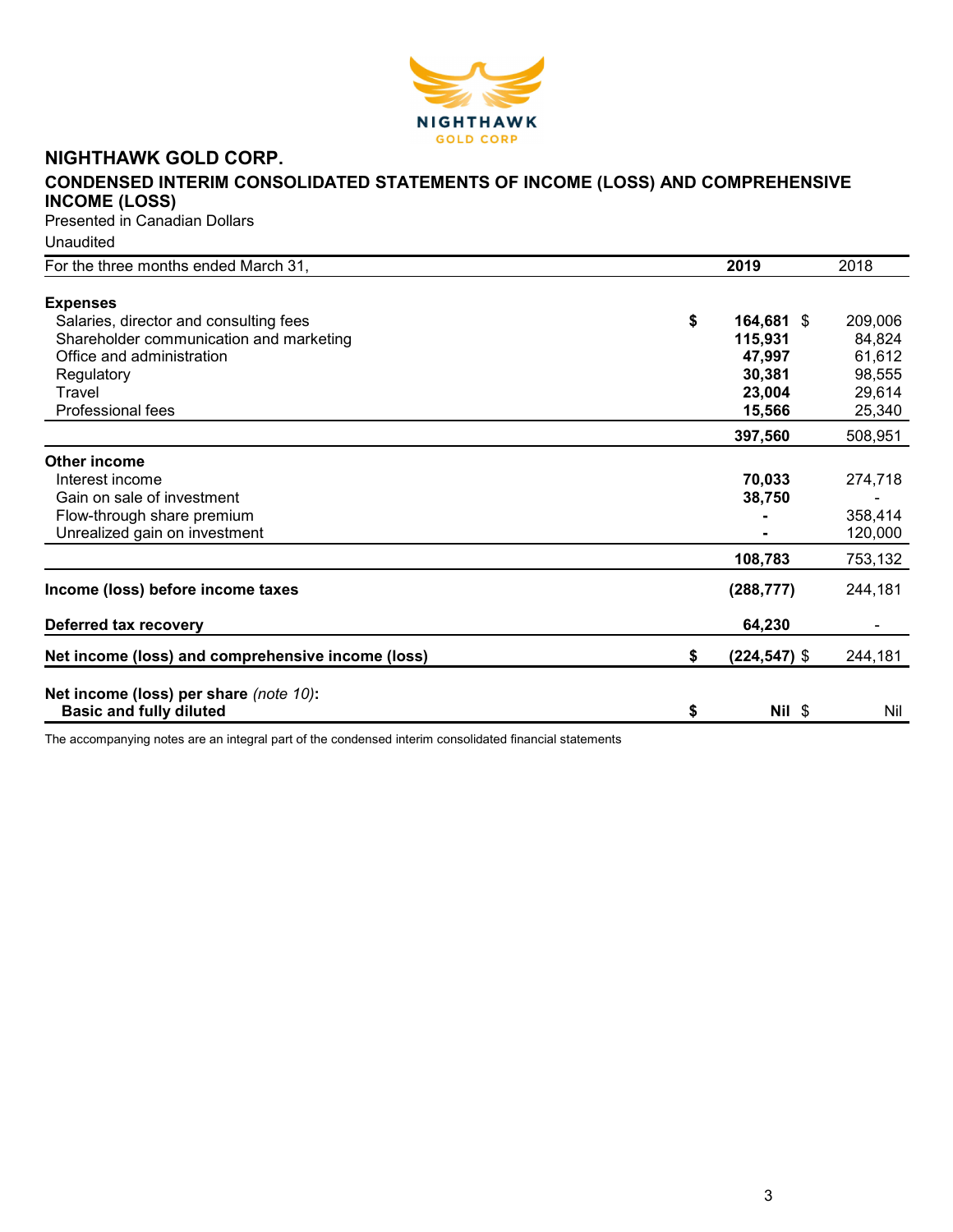# NIGHTHAWK GOLD CORP.

## CONDENSED INTERIM CONSOLIDATED STATEMENTS OF INCOME (LOSS) AND COMPREHENSIVE INCOME (LOSS)

Presented in Canadian Dollars

Unaudited

| For the three months ended March 31, | 2019 | 2018 |
|---|---|---|
| **Expenses** | | |
| Salaries, director and consulting fees | **$ 164,681** | $ 209,006 |
| Shareholder communication and marketing | **115,931** | 84,824 |
| Office and administration | **47,997** | 61,612 |
| Regulatory | **30,381** | 98,555 |
| Travel | **23,004** | 29,614 |
| Professional fees | **15,566** | 25,340 |
| | **397,560** | 508,951 |
| **Other income** | | |
| Interest income | **70,033** | 274,718 |
| Gain on sale of investment | **38,750** | - |
| Flow-through share premium | **-** | 358,414 |
| Unrealized gain on investment | **-** | 120,000 |
| | **108,783** | 753,132 |
| **Income (loss) before income taxes** | **(288,777)** | 244,181 |
| **Deferred tax recovery** | **64,230** | - |
| **Net income (loss) and comprehensive income (loss)** | **$ (224,547)** | $ 244,181 |
| **Net income (loss) per share** *(note 10)*: | | |
| **Basic and fully diluted** | **$ Nil** | $ Nil |

The accompanying notes are an integral part of the condensed interim consolidated financial statements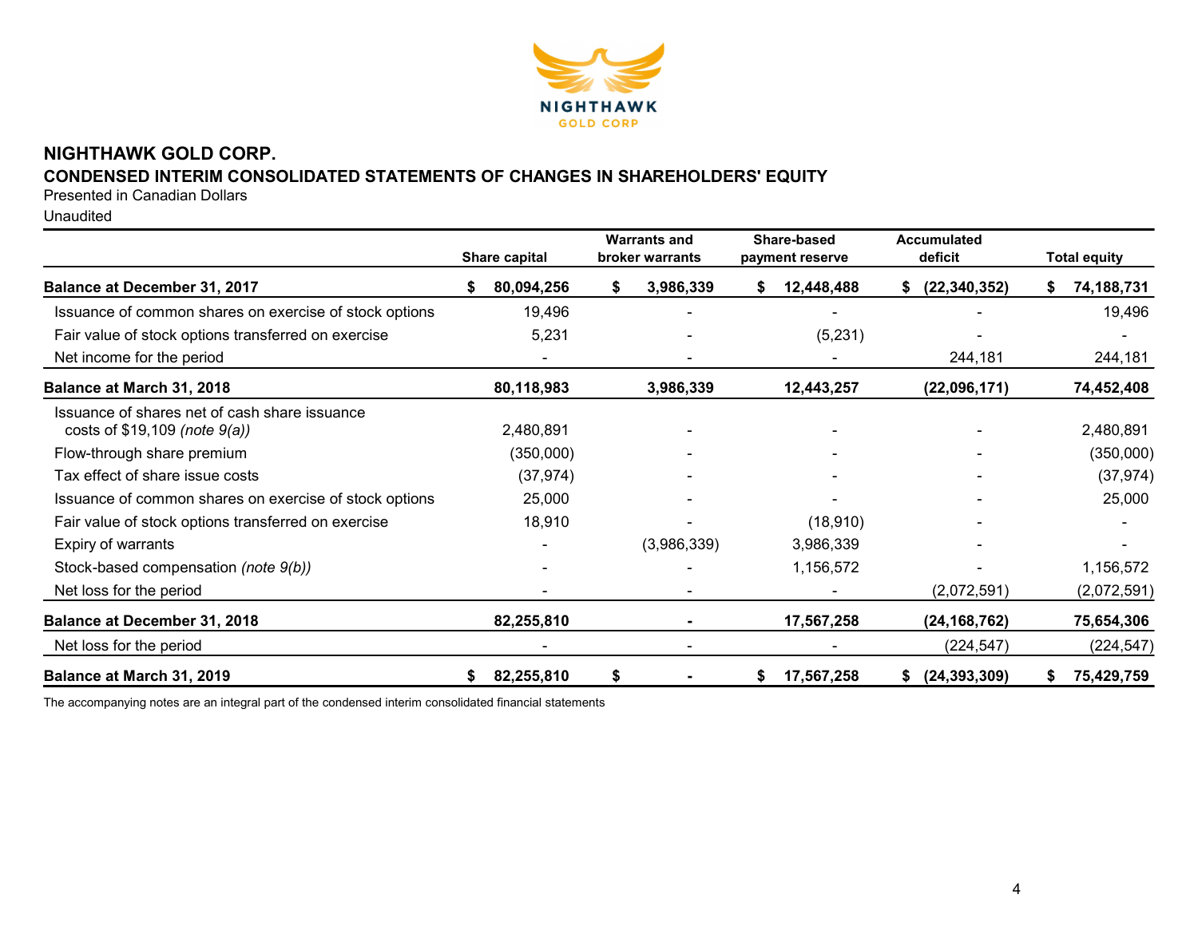# NIGHTHAWK GOLD CORP.

## CONDENSED INTERIM CONSOLIDATED STATEMENTS OF CHANGES IN SHAREHOLDERS' EQUITY

Presented in Canadian Dollars

Unaudited

| | Share capital | Warrants and broker warrants | Share-based payment reserve | Accumulated deficit | Total equity |
|---|---|---|---|---|---|
| **Balance at December 31, 2017** | **$ 80,094,256** | **$ 3,986,339** | **$ 12,448,488** | **$ (22,340,352)** | **$ 74,188,731** |
| Issuance of common shares on exercise of stock options | 19,496 | - | - | - | 19,496 |
| Fair value of stock options transferred on exercise | 5,231 | - | (5,231) | - | - |
| Net income for the period | - | - | - | 244,181 | 244,181 |
| **Balance at March 31, 2018** | **80,118,983** | **3,986,339** | **12,443,257** | **(22,096,171)** | **74,452,408** |
| Issuance of shares net of cash share issuance costs of $19,109 *(note 9(a))* | 2,480,891 | - | - | - | 2,480,891 |
| Flow-through share premium | (350,000) | - | - | - | (350,000) |
| Tax effect of share issue costs | (37,974) | - | - | - | (37,974) |
| Issuance of common shares on exercise of stock options | 25,000 | - | - | - | 25,000 |
| Fair value of stock options transferred on exercise | 18,910 | - | (18,910) | - | - |
| Expiry of warrants | - | (3,986,339) | 3,986,339 | - | - |
| Stock-based compensation *(note 9(b))* | - | - | 1,156,572 | - | 1,156,572 |
| Net loss for the period | - | - | - | (2,072,591) | (2,072,591) |
| **Balance at December 31, 2018** | **82,255,810** | **-** | **17,567,258** | **(24,168,762)** | **75,654,306** |
| Net loss for the period | - | - | - | (224,547) | (224,547) |
| **Balance at March 31, 2019** | **$ 82,255,810** | **$ -** | **$ 17,567,258** | **$ (24,393,309)** | **$ 75,429,759** |

The accompanying notes are an integral part of the condensed interim consolidated financial statements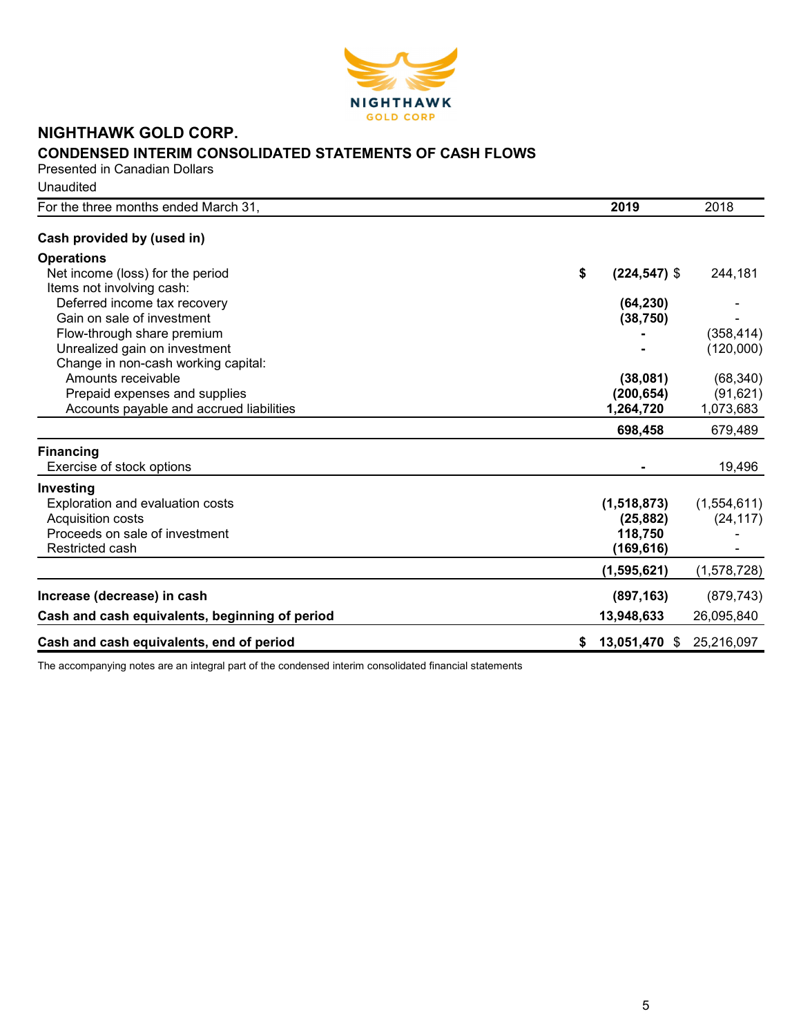# NIGHTHAWK GOLD CORP.

## CONDENSED INTERIM CONSOLIDATED STATEMENTS OF CASH FLOWS

Presented in Canadian Dollars

Unaudited

| For the three months ended March 31, | 2019 | 2018 |
|---|---|---|
| **Cash provided by (used in)** | | |
| **Operations** | | |
| Net income (loss) for the period | $ **(224,547)** | $ 244,181 |
| Items not involving cash: | | |
| Deferred income tax recovery | **(64,230)** | - |
| Gain on sale of investment | **(38,750)** | - |
| Flow-through share premium | **-** | (358,414) |
| Unrealized gain on investment | **-** | (120,000) |
| Change in non-cash working capital: | | |
| Amounts receivable | **(38,081)** | (68,340) |
| Prepaid expenses and supplies | **(200,654)** | (91,621) |
| Accounts payable and accrued liabilities | **1,264,720** | 1,073,683 |
| | **698,458** | 679,489 |
| **Financing** | | |
| Exercise of stock options | **-** | 19,496 |
| **Investing** | | |
| Exploration and evaluation costs | **(1,518,873)** | (1,554,611) |
| Acquisition costs | **(25,882)** | (24,117) |
| Proceeds on sale of investment | **118,750** | - |
| Restricted cash | **(169,616)** | - |
| | **(1,595,621)** | (1,578,728) |
| **Increase (decrease) in cash** | **(897,163)** | (879,743) |
| **Cash and cash equivalents, beginning of period** | **13,948,633** | 26,095,840 |
| **Cash and cash equivalents, end of period** | $ **13,051,470** | $ 25,216,097 |

The accompanying notes are an integral part of the condensed interim consolidated financial statements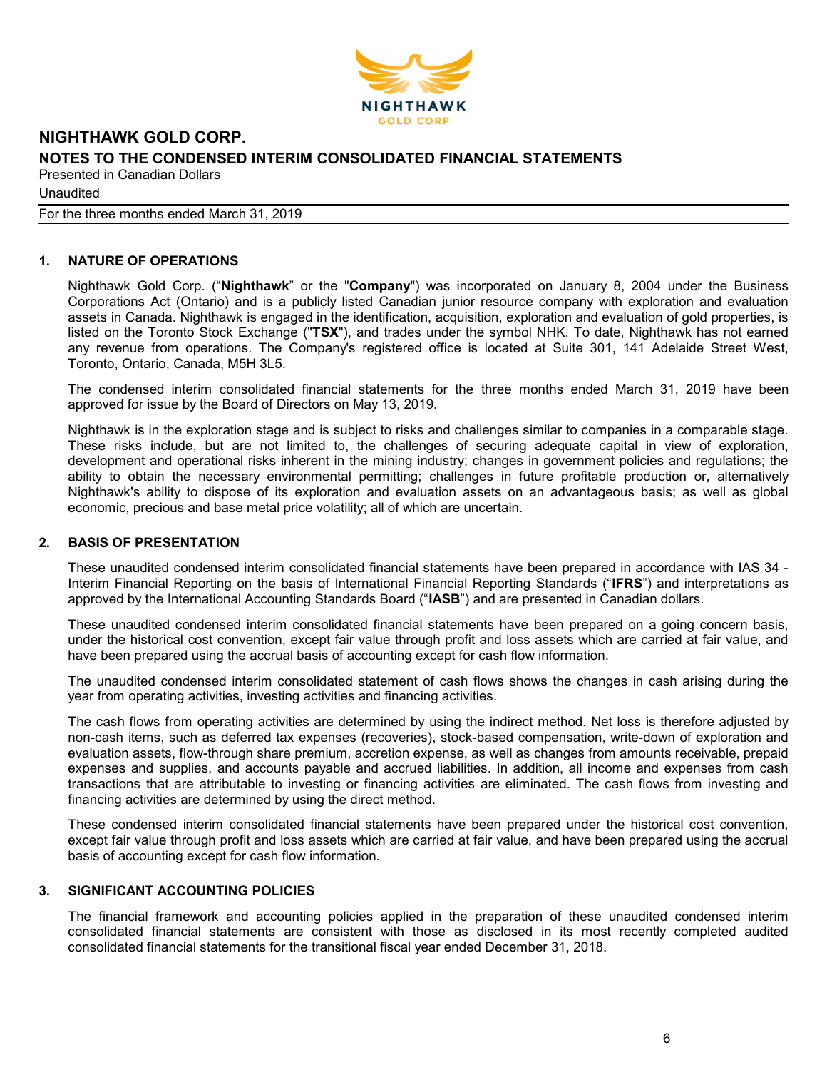# NIGHTHAWK GOLD CORP.

## NOTES TO THE CONDENSED INTERIM CONSOLIDATED FINANCIAL STATEMENTS

Presented in Canadian Dollars

Unaudited

For the three months ended March 31, 2019

### 1. NATURE OF OPERATIONS

Nighthawk Gold Corp. ("**Nighthawk**" or the "**Company**") was incorporated on January 8, 2004 under the Business Corporations Act (Ontario) and is a publicly listed Canadian junior resource company with exploration and evaluation assets in Canada. Nighthawk is engaged in the identification, acquisition, exploration and evaluation of gold properties, is listed on the Toronto Stock Exchange ("**TSX**"), and trades under the symbol NHK. To date, Nighthawk has not earned any revenue from operations. The Company's registered office is located at Suite 301, 141 Adelaide Street West, Toronto, Ontario, Canada, M5H 3L5.

The condensed interim consolidated financial statements for the three months ended March 31, 2019 have been approved for issue by the Board of Directors on May 13, 2019.

Nighthawk is in the exploration stage and is subject to risks and challenges similar to companies in a comparable stage. These risks include, but are not limited to, the challenges of securing adequate capital in view of exploration, development and operational risks inherent in the mining industry; changes in government policies and regulations; the ability to obtain the necessary environmental permitting; challenges in future profitable production or, alternatively Nighthawk's ability to dispose of its exploration and evaluation assets on an advantageous basis; as well as global economic, precious and base metal price volatility; all of which are uncertain.

### 2. BASIS OF PRESENTATION

These unaudited condensed interim consolidated financial statements have been prepared in accordance with IAS 34 - Interim Financial Reporting on the basis of International Financial Reporting Standards ("**IFRS**") and interpretations as approved by the International Accounting Standards Board ("**IASB**") and are presented in Canadian dollars.

These unaudited condensed interim consolidated financial statements have been prepared on a going concern basis, under the historical cost convention, except fair value through profit and loss assets which are carried at fair value, and have been prepared using the accrual basis of accounting except for cash flow information.

The unaudited condensed interim consolidated statement of cash flows shows the changes in cash arising during the year from operating activities, investing activities and financing activities.

The cash flows from operating activities are determined by using the indirect method. Net loss is therefore adjusted by non-cash items, such as deferred tax expenses (recoveries), stock-based compensation, write-down of exploration and evaluation assets, flow-through share premium, accretion expense, as well as changes from amounts receivable, prepaid expenses and supplies, and accounts payable and accrued liabilities. In addition, all income and expenses from cash transactions that are attributable to investing or financing activities are eliminated. The cash flows from investing and financing activities are determined by using the direct method.

These condensed interim consolidated financial statements have been prepared under the historical cost convention, except fair value through profit and loss assets which are carried at fair value, and have been prepared using the accrual basis of accounting except for cash flow information.

### 3. SIGNIFICANT ACCOUNTING POLICIES

The financial framework and accounting policies applied in the preparation of these unaudited condensed interim consolidated financial statements are consistent with those as disclosed in its most recently completed audited consolidated financial statements for the transitional fiscal year ended December 31, 2018.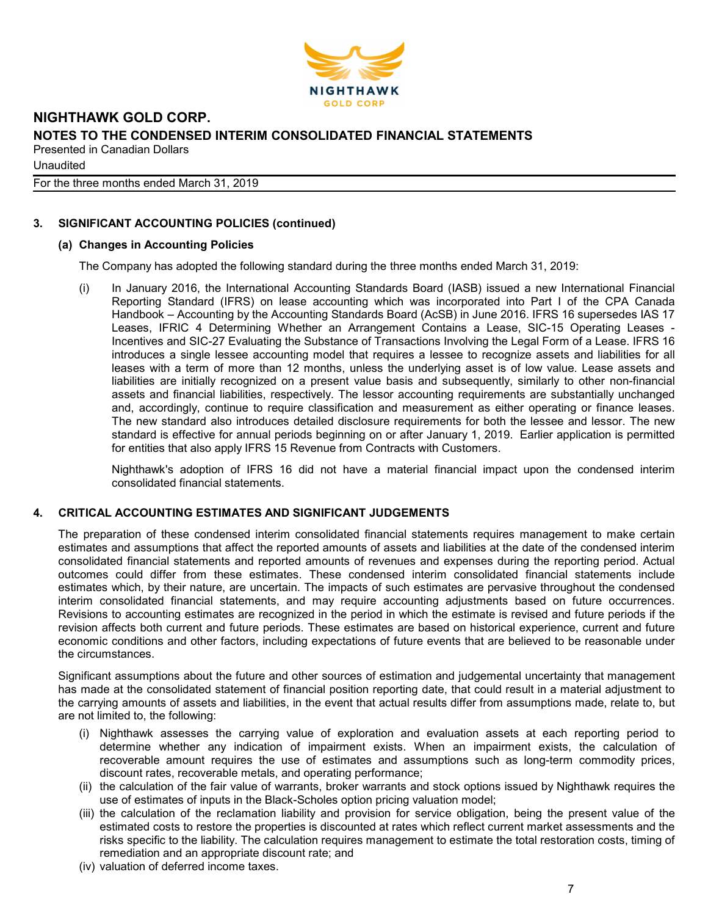## 3. SIGNIFICANT ACCOUNTING POLICIES (continued)

### (a) Changes in Accounting Policies

The Company has adopted the following standard during the three months ended March 31, 2019:

(i) In January 2016, the International Accounting Standards Board (IASB) issued a new International Financial Reporting Standard (IFRS) on lease accounting which was incorporated into Part I of the CPA Canada Handbook – Accounting by the Accounting Standards Board (AcSB) in June 2016. IFRS 16 supersedes IAS 17 Leases, IFRIC 4 Determining Whether an Arrangement Contains a Lease, SIC-15 Operating Leases - Incentives and SIC-27 Evaluating the Substance of Transactions Involving the Legal Form of a Lease. IFRS 16 introduces a single lessee accounting model that requires a lessee to recognize assets and liabilities for all leases with a term of more than 12 months, unless the underlying asset is of low value. Lease assets and liabilities are initially recognized on a present value basis and subsequently, similarly to other non-financial assets and financial liabilities, respectively. The lessor accounting requirements are substantially unchanged and, accordingly, continue to require classification and measurement as either operating or finance leases. The new standard also introduces detailed disclosure requirements for both the lessee and lessor. The new standard is effective for annual periods beginning on or after January 1, 2019. Earlier application is permitted for entities that also apply IFRS 15 Revenue from Contracts with Customers.

Nighthawk's adoption of IFRS 16 did not have a material financial impact upon the condensed interim consolidated financial statements.

## 4. CRITICAL ACCOUNTING ESTIMATES AND SIGNIFICANT JUDGEMENTS

The preparation of these condensed interim consolidated financial statements requires management to make certain estimates and assumptions that affect the reported amounts of assets and liabilities at the date of the condensed interim consolidated financial statements and reported amounts of revenues and expenses during the reporting period. Actual outcomes could differ from these estimates. These condensed interim consolidated financial statements include estimates which, by their nature, are uncertain. The impacts of such estimates are pervasive throughout the condensed interim consolidated financial statements, and may require accounting adjustments based on future occurrences. Revisions to accounting estimates are recognized in the period in which the estimate is revised and future periods if the revision affects both current and future periods. These estimates are based on historical experience, current and future economic conditions and other factors, including expectations of future events that are believed to be reasonable under the circumstances.

Significant assumptions about the future and other sources of estimation and judgemental uncertainty that management has made at the consolidated statement of financial position reporting date, that could result in a material adjustment to the carrying amounts of assets and liabilities, in the event that actual results differ from assumptions made, relate to, but are not limited to, the following:

(i) Nighthawk assesses the carrying value of exploration and evaluation assets at each reporting period to determine whether any indication of impairment exists. When an impairment exists, the calculation of recoverable amount requires the use of estimates and assumptions such as long-term commodity prices, discount rates, recoverable metals, and operating performance;

(ii) the calculation of the fair value of warrants, broker warrants and stock options issued by Nighthawk requires the use of estimates of inputs in the Black-Scholes option pricing valuation model;

(iii) the calculation of the reclamation liability and provision for service obligation, being the present value of the estimated costs to restore the properties is discounted at rates which reflect current market assessments and the risks specific to the liability. The calculation requires management to estimate the total restoration costs, timing of remediation and an appropriate discount rate; and

(iv) valuation of deferred income taxes.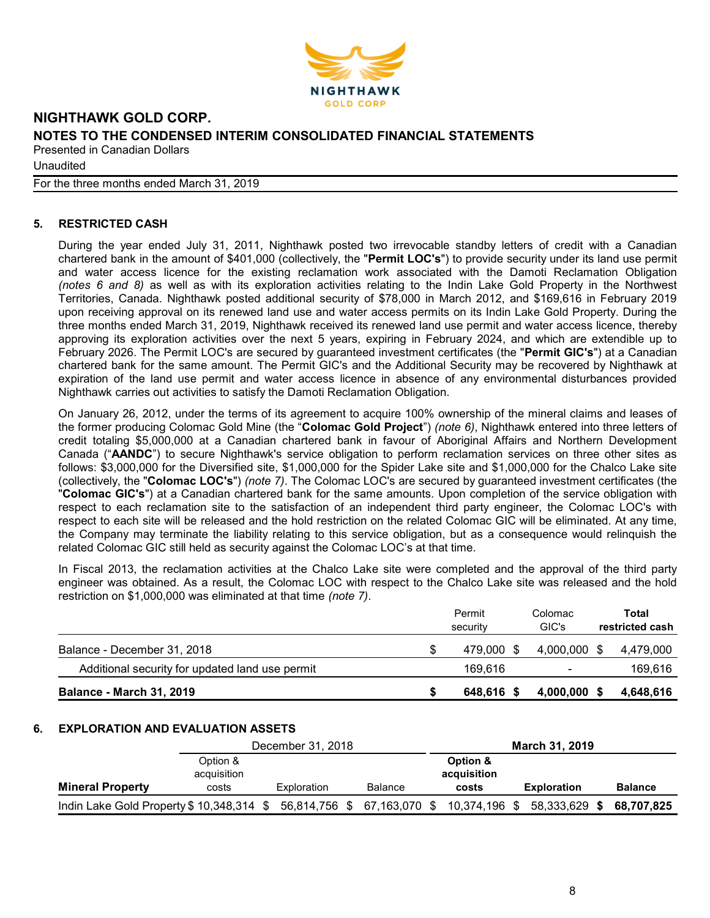## 5. RESTRICTED CASH

During the year ended July 31, 2011, Nighthawk posted two irrevocable standby letters of credit with a Canadian chartered bank in the amount of $401,000 (collectively, the "**Permit LOC's**") to provide security under its land use permit and water access licence for the existing reclamation work associated with the Damoti Reclamation Obligation *(notes 6 and 8)* as well as with its exploration activities relating to the Indin Lake Gold Property in the Northwest Territories, Canada. Nighthawk posted additional security of $78,000 in March 2012, and $169,616 in February 2019 upon receiving approval on its renewed land use and water access permits on its Indin Lake Gold Property. During the three months ended March 31, 2019, Nighthawk received its renewed land use permit and water access licence, thereby approving its exploration activities over the next 5 years, expiring in February 2024, and which are extendible up to February 2026. The Permit LOC's are secured by guaranteed investment certificates (the "**Permit GIC's**") at a Canadian chartered bank for the same amount. The Permit GIC's and the Additional Security may be recovered by Nighthawk at expiration of the land use permit and water access licence in absence of any environmental disturbances provided Nighthawk carries out activities to satisfy the Damoti Reclamation Obligation.

On January 26, 2012, under the terms of its agreement to acquire 100% ownership of the mineral claims and leases of the former producing Colomac Gold Mine (the "**Colomac Gold Project**") *(note 6)*, Nighthawk entered into three letters of credit totaling $5,000,000 at a Canadian chartered bank in favour of Aboriginal Affairs and Northern Development Canada ("**AANDC**") to secure Nighthawk's service obligation to perform reclamation services on three other sites as follows: $3,000,000 for the Diversified site, $1,000,000 for the Spider Lake site and $1,000,000 for the Chalco Lake site (collectively, the "**Colomac LOC's**") *(note 7)*. The Colomac LOC's are secured by guaranteed investment certificates (the "**Colomac GIC's**") at a Canadian chartered bank for the same amounts. Upon completion of the service obligation with respect to each reclamation site to the satisfaction of an independent third party engineer, the Colomac LOC's with respect to each site will be released and the hold restriction on the related Colomac GIC will be eliminated. At any time, the Company may terminate the liability relating to this service obligation, but as a consequence would relinquish the related Colomac GIC still held as security against the Colomac LOC's at that time.

In Fiscal 2013, the reclamation activities at the Chalco Lake site were completed and the approval of the third party engineer was obtained. As a result, the Colomac LOC with respect to the Chalco Lake site was released and the hold restriction on $1,000,000 was eliminated at that time *(note 7)*.

| | Permit security | Colomac GIC's | **Total restricted cash** |
|---|---|---|---|
| Balance - December 31, 2018 | $ 479,000 | $ 4,000,000 | $ 4,479,000 |
| Additional security for updated land use permit | 169,616 | - | 169,616 |
| **Balance - March 31, 2019** | **$ 648,616** | **$ 4,000,000** | **$ 4,648,616** |

## 6. EXPLORATION AND EVALUATION ASSETS

| | December 31, 2018 | | | **March 31, 2019** | | |
|---|---|---|---|---|---|---|
| **Mineral Property** | Option & acquisition costs | Exploration | Balance | **Option & acquisition costs** | **Exploration** | **Balance** |
| Indin Lake Gold Property | $ 10,348,314 | $ 56,814,756 | $ 67,163,070 | $ 10,374,196 | $ 58,333,629 | **$ 68,707,825** |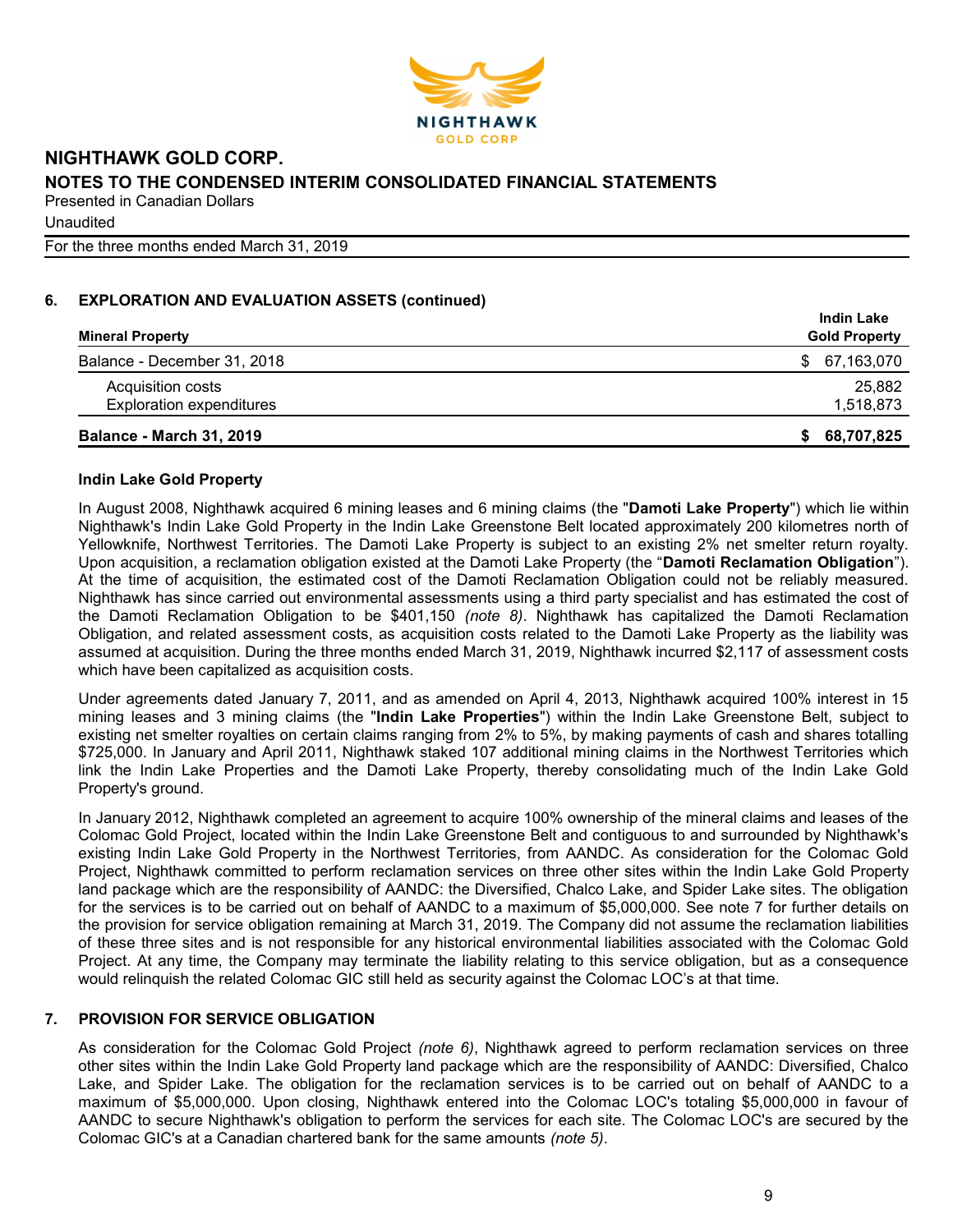## 6. EXPLORATION AND EVALUATION ASSETS (continued)

| Mineral Property | Indin Lake Gold Property |
|---|---|
| Balance - December 31, 2018 | $ 67,163,070 |
| Acquisition costs | 25,882 |
| Exploration expenditures | 1,518,873 |
| **Balance - March 31, 2019** | **$ 68,707,825** |

### Indin Lake Gold Property

In August 2008, Nighthawk acquired 6 mining leases and 6 mining claims (the "**Damoti Lake Property**") which lie within Nighthawk's Indin Lake Gold Property in the Indin Lake Greenstone Belt located approximately 200 kilometres north of Yellowknife, Northwest Territories. The Damoti Lake Property is subject to an existing 2% net smelter return royalty. Upon acquisition, a reclamation obligation existed at the Damoti Lake Property (the "**Damoti Reclamation Obligation**"). At the time of acquisition, the estimated cost of the Damoti Reclamation Obligation could not be reliably measured. Nighthawk has since carried out environmental assessments using a third party specialist and has estimated the cost of the Damoti Reclamation Obligation to be $401,150 *(note 8)*. Nighthawk has capitalized the Damoti Reclamation Obligation, and related assessment costs, as acquisition costs related to the Damoti Lake Property as the liability was assumed at acquisition. During the three months ended March 31, 2019, Nighthawk incurred $2,117 of assessment costs which have been capitalized as acquisition costs.

Under agreements dated January 7, 2011, and as amended on April 4, 2013, Nighthawk acquired 100% interest in 15 mining leases and 3 mining claims (the "**Indin Lake Properties**") within the Indin Lake Greenstone Belt, subject to existing net smelter royalties on certain claims ranging from 2% to 5%, by making payments of cash and shares totalling $725,000. In January and April 2011, Nighthawk staked 107 additional mining claims in the Northwest Territories which link the Indin Lake Properties and the Damoti Lake Property, thereby consolidating much of the Indin Lake Gold Property's ground.

In January 2012, Nighthawk completed an agreement to acquire 100% ownership of the mineral claims and leases of the Colomac Gold Project, located within the Indin Lake Greenstone Belt and contiguous to and surrounded by Nighthawk's existing Indin Lake Gold Property in the Northwest Territories, from AANDC. As consideration for the Colomac Gold Project, Nighthawk committed to perform reclamation services on three other sites within the Indin Lake Gold Property land package which are the responsibility of AANDC: the Diversified, Chalco Lake, and Spider Lake sites. The obligation for the services is to be carried out on behalf of AANDC to a maximum of $5,000,000. See note 7 for further details on the provision for service obligation remaining at March 31, 2019. The Company did not assume the reclamation liabilities of these three sites and is not responsible for any historical environmental liabilities associated with the Colomac Gold Project. At any time, the Company may terminate the liability relating to this service obligation, but as a consequence would relinquish the related Colomac GIC still held as security against the Colomac LOC's at that time.

## 7. PROVISION FOR SERVICE OBLIGATION

As consideration for the Colomac Gold Project *(note 6)*, Nighthawk agreed to perform reclamation services on three other sites within the Indin Lake Gold Property land package which are the responsibility of AANDC: Diversified, Chalco Lake, and Spider Lake. The obligation for the reclamation services is to be carried out on behalf of AANDC to a maximum of $5,000,000. Upon closing, Nighthawk entered into the Colomac LOC's totaling $5,000,000 in favour of AANDC to secure Nighthawk's obligation to perform the services for each site. The Colomac LOC's are secured by the Colomac GIC's at a Canadian chartered bank for the same amounts *(note 5)*.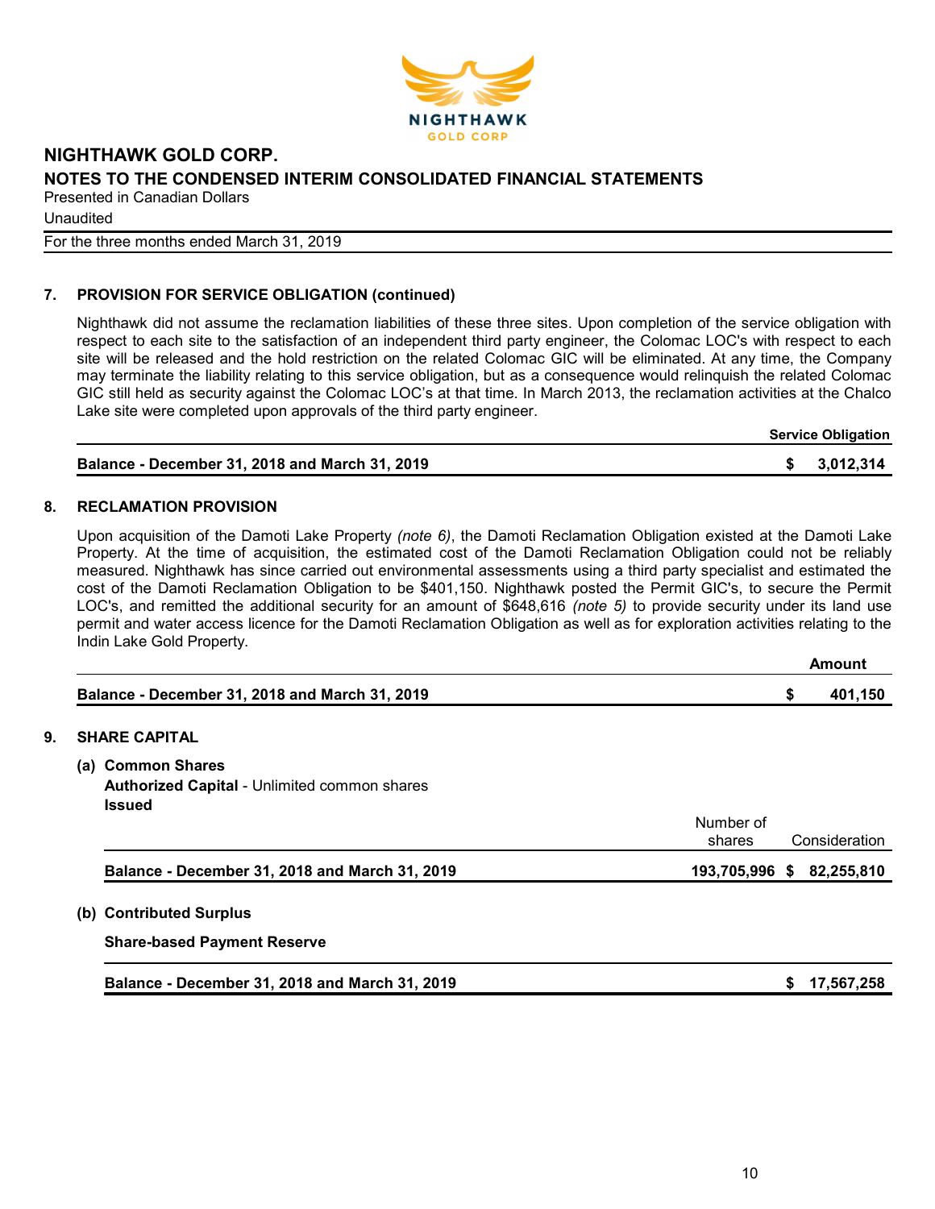## 7. PROVISION FOR SERVICE OBLIGATION (continued)

Nighthawk did not assume the reclamation liabilities of these three sites. Upon completion of the service obligation with respect to each site to the satisfaction of an independent third party engineer, the Colomac LOC's with respect to each site will be released and the hold restriction on the related Colomac GIC will be eliminated. At any time, the Company may terminate the liability relating to this service obligation, but as a consequence would relinquish the related Colomac GIC still held as security against the Colomac LOC's at that time. In March 2013, the reclamation activities at the Chalco Lake site were completed upon approvals of the third party engineer.

| | Service Obligation |
|---|---|
| **Balance - December 31, 2018 and March 31, 2019** | **$ 3,012,314** |

## 8. RECLAMATION PROVISION

Upon acquisition of the Damoti Lake Property *(note 6)*, the Damoti Reclamation Obligation existed at the Damoti Lake Property. At the time of acquisition, the estimated cost of the Damoti Reclamation Obligation could not be reliably measured. Nighthawk has since carried out environmental assessments using a third party specialist and estimated the cost of the Damoti Reclamation Obligation to be $401,150. Nighthawk posted the Permit GIC's, to secure the Permit LOC's, and remitted the additional security for an amount of $648,616 *(note 5)* to provide security under its land use permit and water access licence for the Damoti Reclamation Obligation as well as for exploration activities relating to the Indin Lake Gold Property.

| | Amount |
|---|---|
| **Balance - December 31, 2018 and March 31, 2019** | **$ 401,150** |

## 9. SHARE CAPITAL

### (a) Common Shares

**Authorized Capital** - Unlimited common shares

**Issued**

| | Number of shares | Consideration |
|---|---|---|
| **Balance - December 31, 2018 and March 31, 2019** | **193,705,996** | **$ 82,255,810** |

### (b) Contributed Surplus

**Share-based Payment Reserve**

| | |
|---|---|
| **Balance - December 31, 2018 and March 31, 2019** | **$ 17,567,258** |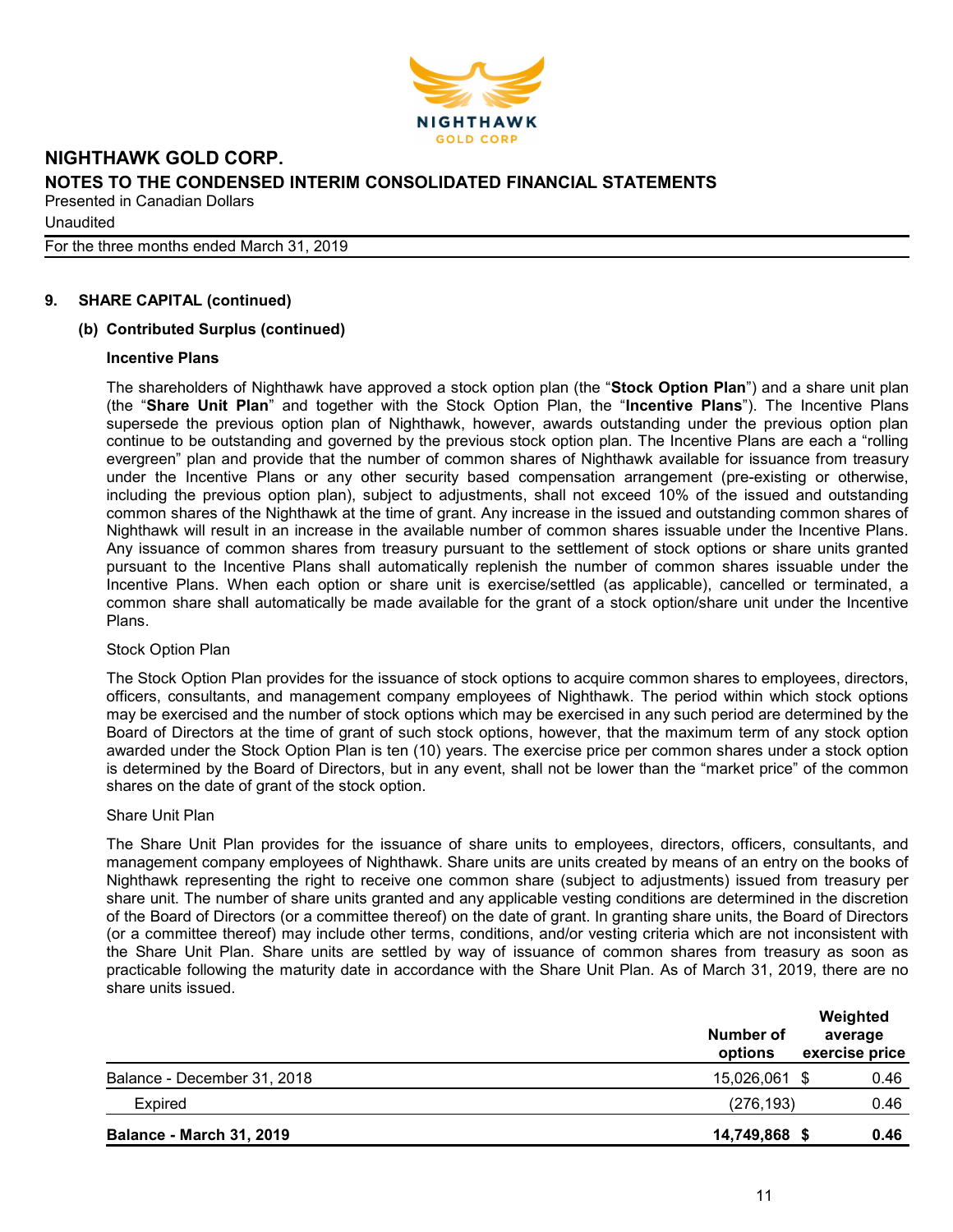## 9. SHARE CAPITAL (continued)

### (b) Contributed Surplus (continued)

**Incentive Plans**

The shareholders of Nighthawk have approved a stock option plan (the "**Stock Option Plan**") and a share unit plan (the "**Share Unit Plan**" and together with the Stock Option Plan, the "**Incentive Plans**"). The Incentive Plans supersede the previous option plan of Nighthawk, however, awards outstanding under the previous option plan continue to be outstanding and governed by the previous stock option plan. The Incentive Plans are each a "rolling evergreen" plan and provide that the number of common shares of Nighthawk available for issuance from treasury under the Incentive Plans or any other security based compensation arrangement (pre-existing or otherwise, including the previous option plan), subject to adjustments, shall not exceed 10% of the issued and outstanding common shares of the Nighthawk at the time of grant. Any increase in the issued and outstanding common shares of Nighthawk will result in an increase in the available number of common shares issuable under the Incentive Plans. Any issuance of common shares from treasury pursuant to the settlement of stock options or share units granted pursuant to the Incentive Plans shall automatically replenish the number of common shares issuable under the Incentive Plans. When each option or share unit is exercise/settled (as applicable), cancelled or terminated, a common share shall automatically be made available for the grant of a stock option/share unit under the Incentive Plans.

Stock Option Plan

The Stock Option Plan provides for the issuance of stock options to acquire common shares to employees, directors, officers, consultants, and management company employees of Nighthawk. The period within which stock options may be exercised and the number of stock options which may be exercised in any such period are determined by the Board of Directors at the time of grant of such stock options, however, that the maximum term of any stock option awarded under the Stock Option Plan is ten (10) years. The exercise price per common shares under a stock option is determined by the Board of Directors, but in any event, shall not be lower than the "market price" of the common shares on the date of grant of the stock option.

Share Unit Plan

The Share Unit Plan provides for the issuance of share units to employees, directors, officers, consultants, and management company employees of Nighthawk. Share units are units created by means of an entry on the books of Nighthawk representing the right to receive one common share (subject to adjustments) issued from treasury per share unit. The number of share units granted and any applicable vesting conditions are determined in the discretion of the Board of Directors (or a committee thereof) on the date of grant. In granting share units, the Board of Directors (or a committee thereof) may include other terms, conditions, and/or vesting criteria which are not inconsistent with the Share Unit Plan. Share units are settled by way of issuance of common shares from treasury as soon as practicable following the maturity date in accordance with the Share Unit Plan. As of March 31, 2019, there are no share units issued.

| | Number of options | Weighted average exercise price |
|---|---|---|
| Balance - December 31, 2018 | 15,026,061 | $ 0.46 |
| Expired | (276,193) | 0.46 |
| **Balance - March 31, 2019** | **14,749,868** | **$ 0.46** |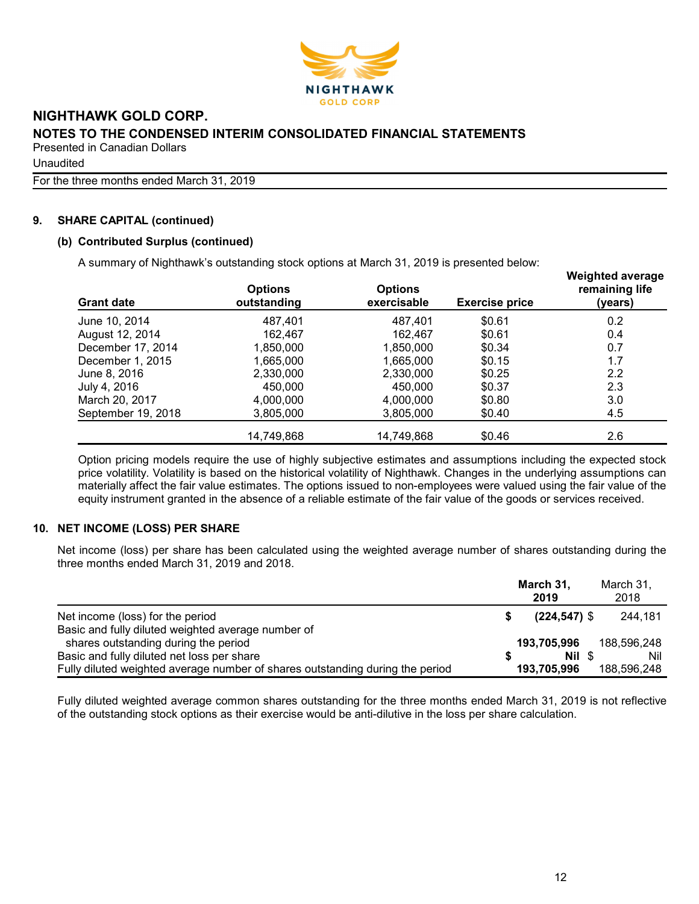## 9. SHARE CAPITAL (continued)

### (b) Contributed Surplus (continued)

A summary of Nighthawk's outstanding stock options at March 31, 2019 is presented below:

| Grant date | Options outstanding | Options exercisable | Exercise price | Weighted average remaining life (years) |
|---|---|---|---|---|
| June 10, 2014 | 487,401 | 487,401 | $0.61 | 0.2 |
| August 12, 2014 | 162,467 | 162,467 | $0.61 | 0.4 |
| December 17, 2014 | 1,850,000 | 1,850,000 | $0.34 | 0.7 |
| December 1, 2015 | 1,665,000 | 1,665,000 | $0.15 | 1.7 |
| June 8, 2016 | 2,330,000 | 2,330,000 | $0.25 | 2.2 |
| July 4, 2016 | 450,000 | 450,000 | $0.37 | 2.3 |
| March 20, 2017 | 4,000,000 | 4,000,000 | $0.80 | 3.0 |
| September 19, 2018 | 3,805,000 | 3,805,000 | $0.40 | 4.5 |
| | 14,749,868 | 14,749,868 | $0.46 | 2.6 |

Option pricing models require the use of highly subjective estimates and assumptions including the expected stock price volatility. Volatility is based on the historical volatility of Nighthawk. Changes in the underlying assumptions can materially affect the fair value estimates. The options issued to non-employees were valued using the fair value of the equity instrument granted in the absence of a reliable estimate of the fair value of the goods or services received.

## 10. NET INCOME (LOSS) PER SHARE

Net income (loss) per share has been calculated using the weighted average number of shares outstanding during the three months ended March 31, 2019 and 2018.

| | March 31, 2019 | March 31, 2018 |
|---|---|---|
| Net income (loss) for the period | $ (224,547) | $ 244,181 |
| Basic and fully diluted weighted average number of shares outstanding during the period | 193,705,996 | 188,596,248 |
| Basic and fully diluted net loss per share | $ Nil | $ Nil |
| Fully diluted weighted average number of shares outstanding during the period | 193,705,996 | 188,596,248 |

Fully diluted weighted average common shares outstanding for the three months ended March 31, 2019 is not reflective of the outstanding stock options as their exercise would be anti-dilutive in the loss per share calculation.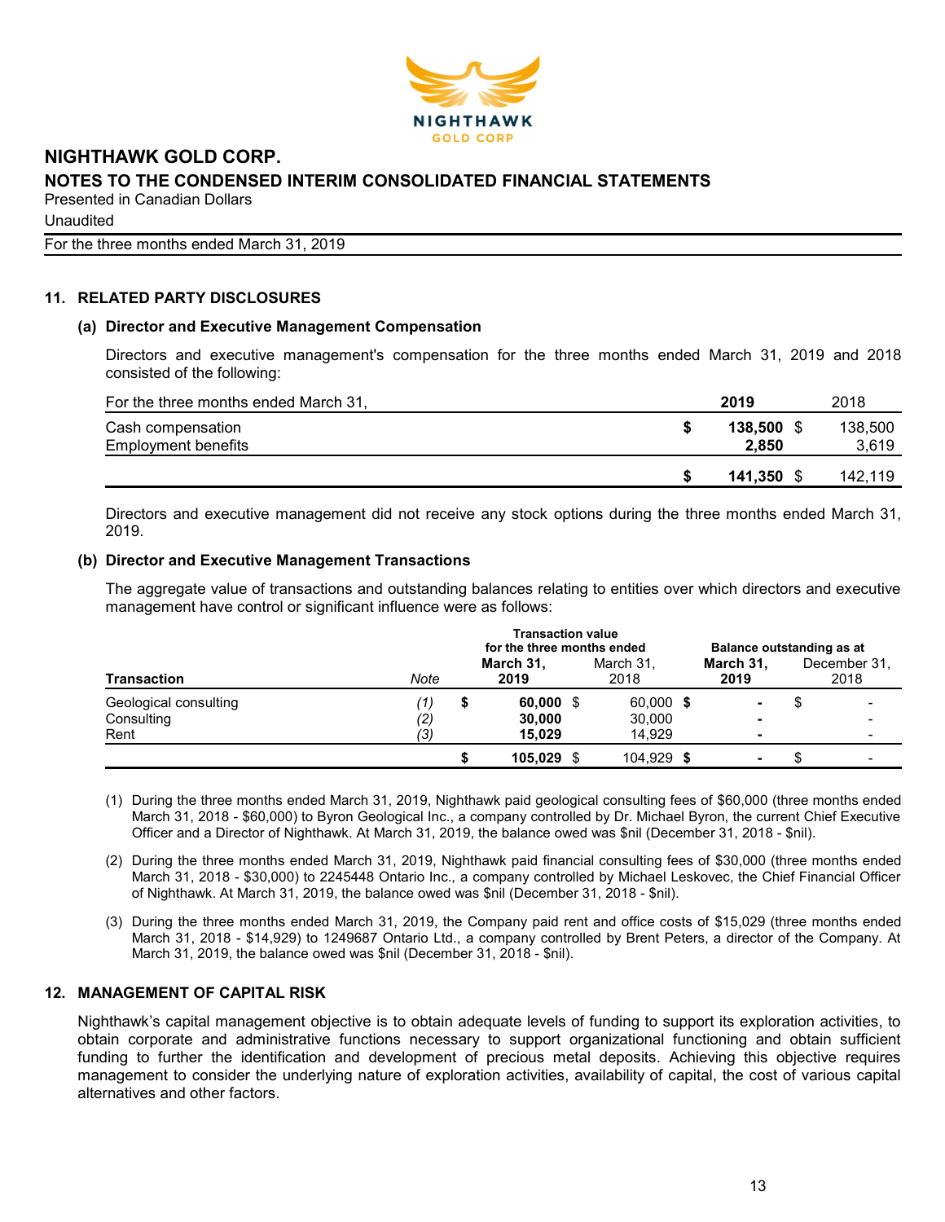NIGHTHAWK GOLD CORP.
NOTES TO THE CONDENSED INTERIM CONSOLIDATED FINANCIAL STATEMENTS
Presented in Canadian Dollars
Unaudited
For the three months ended March 31, 2019

## 11. RELATED PARTY DISCLOSURES

### (a) Director and Executive Management Compensation

Directors and executive management's compensation for the three months ended March 31, 2019 and 2018 consisted of the following:

| For the three months ended March 31, | 2019 | 2018 |
|---|---|---|
| Cash compensation | $ **138,500** | $ 138,500 |
| Employment benefits | **2,850** | 3,619 |
| | $ **141,350** | $ 142,119 |

Directors and executive management did not receive any stock options during the three months ended March 31, 2019.

### (b) Director and Executive Management Transactions

The aggregate value of transactions and outstanding balances relating to entities over which directors and executive management have control or significant influence were as follows:

| | | Transaction value for the three months ended | | Balance outstanding as at | |
|---|---|---|---|---|---|
| **Transaction** | *Note* | **March 31, 2019** | March 31, 2018 | **March 31, 2019** | December 31, 2018 |
| Geological consulting | *(1)* | $ **60,000** | $ 60,000 | $ **-** | $ - |
| Consulting | *(2)* | **30,000** | 30,000 | **-** | - |
| Rent | *(3)* | **15,029** | 14,929 | **-** | - |
| | | $ **105,029** | $ 104,929 | $ **-** | $ - |

(1) During the three months ended March 31, 2019, Nighthawk paid geological consulting fees of $60,000 (three months ended March 31, 2018 - $60,000) to Byron Geological Inc., a company controlled by Dr. Michael Byron, the current Chief Executive Officer and a Director of Nighthawk. At March 31, 2019, the balance owed was $nil (December 31, 2018 - $nil).

(2) During the three months ended March 31, 2019, Nighthawk paid financial consulting fees of $30,000 (three months ended March 31, 2018 - $30,000) to 2245448 Ontario Inc., a company controlled by Michael Leskovec, the Chief Financial Officer of Nighthawk. At March 31, 2019, the balance owed was $nil (December 31, 2018 - $nil).

(3) During the three months ended March 31, 2019, the Company paid rent and office costs of $15,029 (three months ended March 31, 2018 - $14,929) to 1249687 Ontario Ltd., a company controlled by Brent Peters, a director of the Company. At March 31, 2019, the balance owed was $nil (December 31, 2018 - $nil).

## 12. MANAGEMENT OF CAPITAL RISK

Nighthawk's capital management objective is to obtain adequate levels of funding to support its exploration activities, to obtain corporate and administrative functions necessary to support organizational functioning and obtain sufficient funding to further the identification and development of precious metal deposits. Achieving this objective requires management to consider the underlying nature of exploration activities, availability of capital, the cost of various capital alternatives and other factors.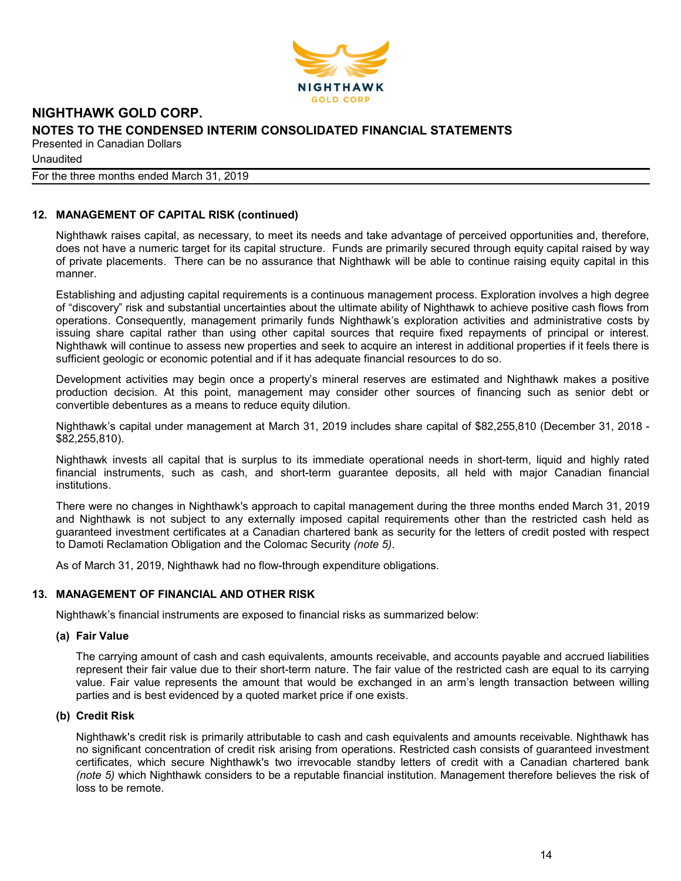## 12. MANAGEMENT OF CAPITAL RISK (continued)

Nighthawk raises capital, as necessary, to meet its needs and take advantage of perceived opportunities and, therefore, does not have a numeric target for its capital structure. Funds are primarily secured through equity capital raised by way of private placements. There can be no assurance that Nighthawk will be able to continue raising equity capital in this manner.

Establishing and adjusting capital requirements is a continuous management process. Exploration involves a high degree of "discovery" risk and substantial uncertainties about the ultimate ability of Nighthawk to achieve positive cash flows from operations. Consequently, management primarily funds Nighthawk's exploration activities and administrative costs by issuing share capital rather than using other capital sources that require fixed repayments of principal or interest. Nighthawk will continue to assess new properties and seek to acquire an interest in additional properties if it feels there is sufficient geologic or economic potential and if it has adequate financial resources to do so.

Development activities may begin once a property's mineral reserves are estimated and Nighthawk makes a positive production decision. At this point, management may consider other sources of financing such as senior debt or convertible debentures as a means to reduce equity dilution.

Nighthawk's capital under management at March 31, 2019 includes share capital of $82,255,810 (December 31, 2018 - $82,255,810).

Nighthawk invests all capital that is surplus to its immediate operational needs in short-term, liquid and highly rated financial instruments, such as cash, and short-term guarantee deposits, all held with major Canadian financial institutions.

There were no changes in Nighthawk's approach to capital management during the three months ended March 31, 2019 and Nighthawk is not subject to any externally imposed capital requirements other than the restricted cash held as guaranteed investment certificates at a Canadian chartered bank as security for the letters of credit posted with respect to Damoti Reclamation Obligation and the Colomac Security *(note 5)*.

As of March 31, 2019, Nighthawk had no flow-through expenditure obligations.

## 13. MANAGEMENT OF FINANCIAL AND OTHER RISK

Nighthawk's financial instruments are exposed to financial risks as summarized below:

### (a) Fair Value

The carrying amount of cash and cash equivalents, amounts receivable, and accounts payable and accrued liabilities represent their fair value due to their short-term nature. The fair value of the restricted cash are equal to its carrying value. Fair value represents the amount that would be exchanged in an arm's length transaction between willing parties and is best evidenced by a quoted market price if one exists.

### (b) Credit Risk

Nighthawk's credit risk is primarily attributable to cash and cash equivalents and amounts receivable. Nighthawk has no significant concentration of credit risk arising from operations. Restricted cash consists of guaranteed investment certificates, which secure Nighthawk's two irrevocable standby letters of credit with a Canadian chartered bank *(note 5)* which Nighthawk considers to be a reputable financial institution. Management therefore believes the risk of loss to be remote.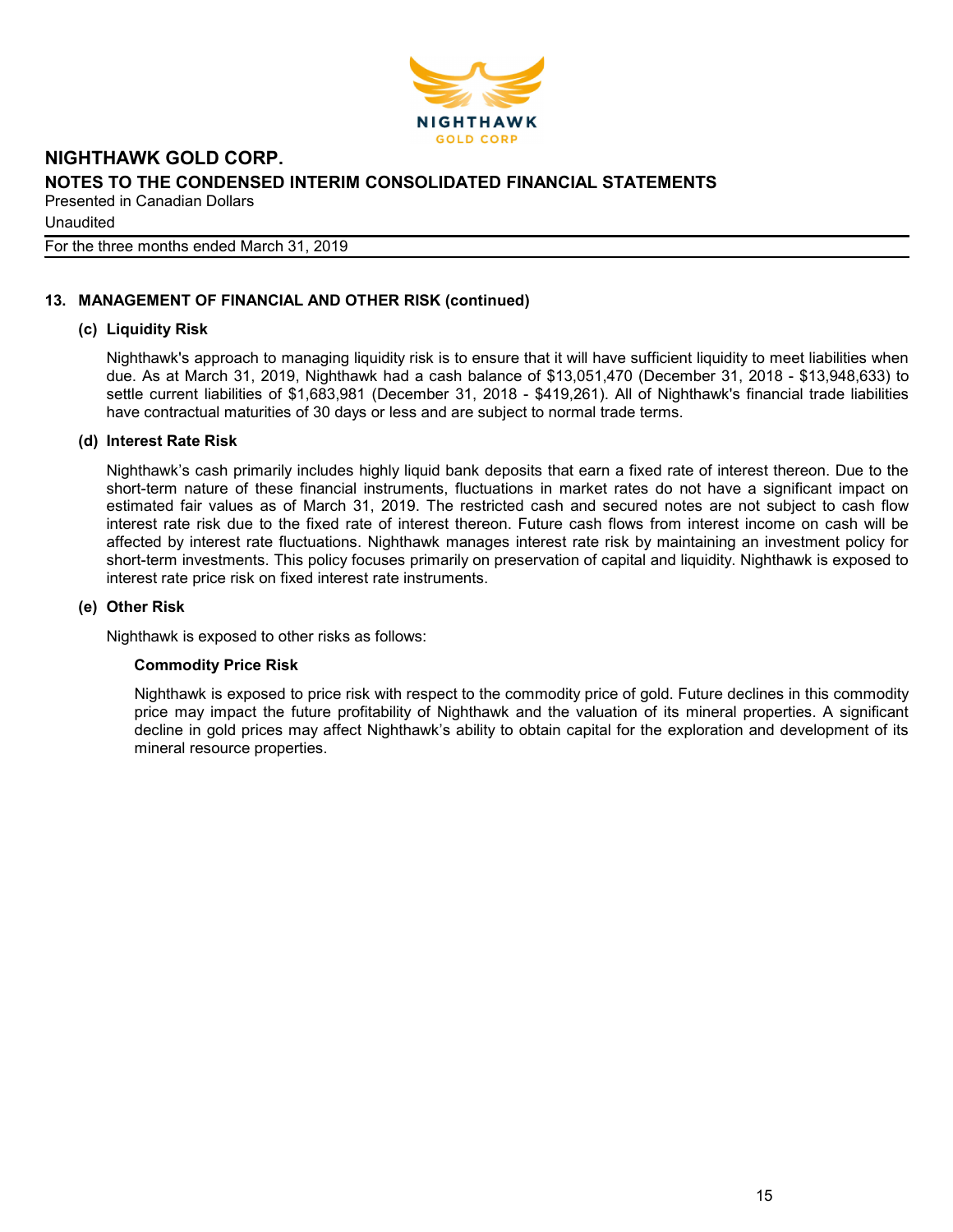## 13. MANAGEMENT OF FINANCIAL AND OTHER RISK (continued)

### (c) Liquidity Risk

Nighthawk's approach to managing liquidity risk is to ensure that it will have sufficient liquidity to meet liabilities when due. As at March 31, 2019, Nighthawk had a cash balance of $13,051,470 (December 31, 2018 - $13,948,633) to settle current liabilities of $1,683,981 (December 31, 2018 - $419,261). All of Nighthawk's financial trade liabilities have contractual maturities of 30 days or less and are subject to normal trade terms.

### (d) Interest Rate Risk

Nighthawk's cash primarily includes highly liquid bank deposits that earn a fixed rate of interest thereon. Due to the short-term nature of these financial instruments, fluctuations in market rates do not have a significant impact on estimated fair values as of March 31, 2019. The restricted cash and secured notes are not subject to cash flow interest rate risk due to the fixed rate of interest thereon. Future cash flows from interest income on cash will be affected by interest rate fluctuations. Nighthawk manages interest rate risk by maintaining an investment policy for short-term investments. This policy focuses primarily on preservation of capital and liquidity. Nighthawk is exposed to interest rate price risk on fixed interest rate instruments.

### (e) Other Risk

Nighthawk is exposed to other risks as follows:

**Commodity Price Risk**

Nighthawk is exposed to price risk with respect to the commodity price of gold. Future declines in this commodity price may impact the future profitability of Nighthawk and the valuation of its mineral properties. A significant decline in gold prices may affect Nighthawk's ability to obtain capital for the exploration and development of its mineral resource properties.